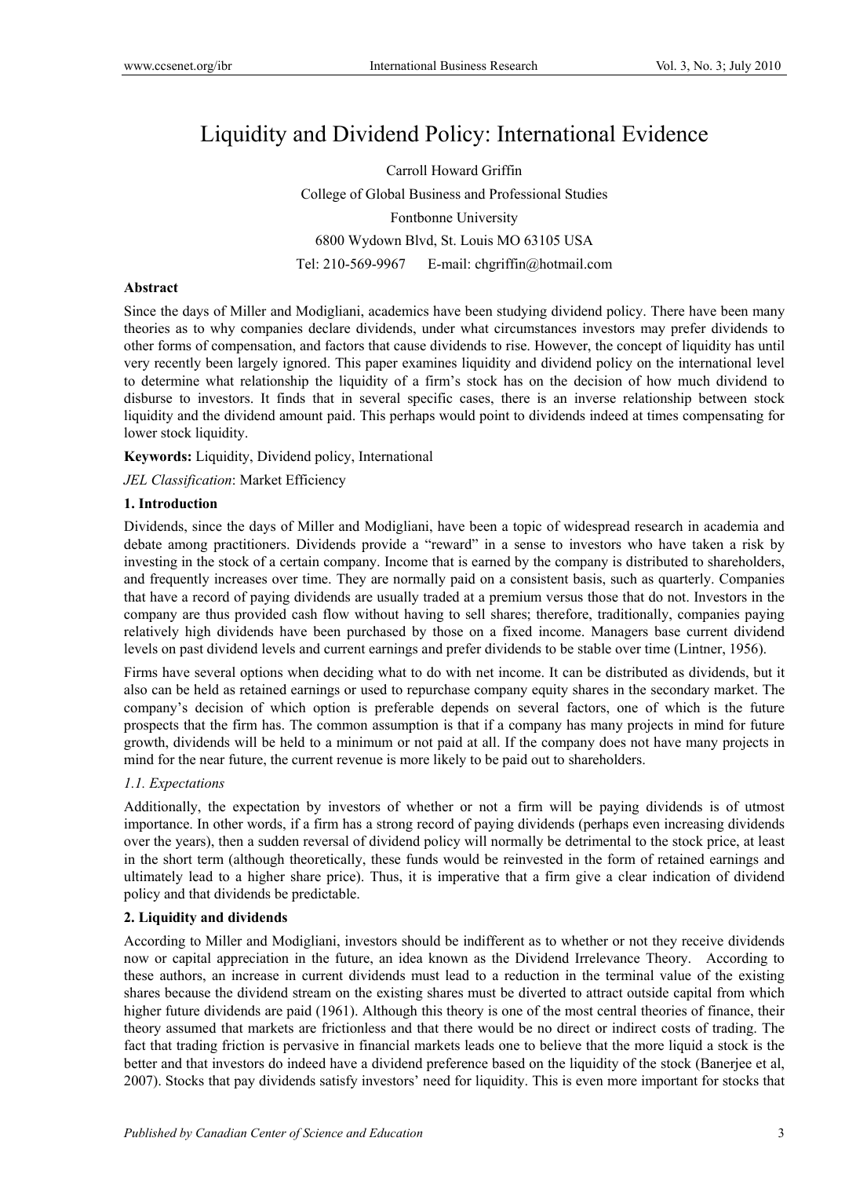# Liquidity and Dividend Policy: International Evidence

Carroll Howard Griffin

College of Global Business and Professional Studies

Fontbonne University

6800 Wydown Blvd, St. Louis MO 63105 USA

Tel: 210-569-9967 E-mail: chgriffin@hotmail.com

**Abstract**

Since the days of Miller and Modigliani, academics have been studying dividend policy. There have been many theories as to why companies declare dividends, under what circumstances investors may prefer dividends to other forms of compensation, and factors that cause dividends to rise. However, the concept of liquidity has until very recently been largely ignored. This paper examines liquidity and dividend policy on the international level to determine what relationship the liquidity of a firm's stock has on the decision of how much dividend to disburse to investors. It finds that in several specific cases, there is an inverse relationship between stock liquidity and the dividend amount paid. This perhaps would point to dividends indeed at times compensating for lower stock liquidity.

**Keywords:** Liquidity, Dividend policy, International

*JEL Classification*: Market Efficiency

## 1. Introduction

Dividends, since the days of Miller and Modigliani, have been a topic of widespread research in academia and debate among practitioners. Dividends provide a "reward" in a sense to investors who have taken a risk by investing in the stock of a certain company. Income that is earned by the company is distributed to shareholders, and frequently increases over time. They are normally paid on a consistent basis, such as quarterly. Companies that have a record of paying dividends are usually traded at a premium versus those that do not. Investors in the company are thus provided cash flow without having to sell shares; therefore, traditionally, companies paying relatively high dividends have been purchased by those on a fixed income. Managers base current dividend levels on past dividend levels and current earnings and prefer dividends to be stable over time (Lintner, 1956).

Firms have several options when deciding what to do with net income. It can be distributed as dividends, but it also can be held as retained earnings or used to repurchase company equity shares in the secondary market. The company's decision of which option is preferable depends on several factors, one of which is the future prospects that the firm has. The common assumption is that if a company has many projects in mind for future growth, dividends will be held to a minimum or not paid at all. If the company does not have many projects in mind for the near future, the current revenue is more likely to be paid out to shareholders.

### *1.1. Expectations*

Additionally, the expectation by investors of whether or not a firm will be paying dividends is of utmost importance. In other words, if a firm has a strong record of paying dividends (perhaps even increasing dividends over the years), then a sudden reversal of dividend policy will normally be detrimental to the stock price, at least in the short term (although theoretically, these funds would be reinvested in the form of retained earnings and ultimately lead to a higher share price). Thus, it is imperative that a firm give a clear indication of dividend policy and that dividends be predictable.

## 2. Liquidity and dividends

According to Miller and Modigliani, investors should be indifferent as to whether or not they receive dividends now or capital appreciation in the future, an idea known as the Dividend Irrelevance Theory. According to these authors, an increase in current dividends must lead to a reduction in the terminal value of the existing shares because the dividend stream on the existing shares must be diverted to attract outside capital from which higher future dividends are paid (1961). Although this theory is one of the most central theories of finance, their theory assumed that markets are frictionless and that there would be no direct or indirect costs of trading. The fact that trading friction is pervasive in financial markets leads one to believe that the more liquid a stock is the better and that investors do indeed have a dividend preference based on the liquidity of the stock (Banerjee et al, 2007). Stocks that pay dividends satisfy investors' need for liquidity. This is even more important for stocks that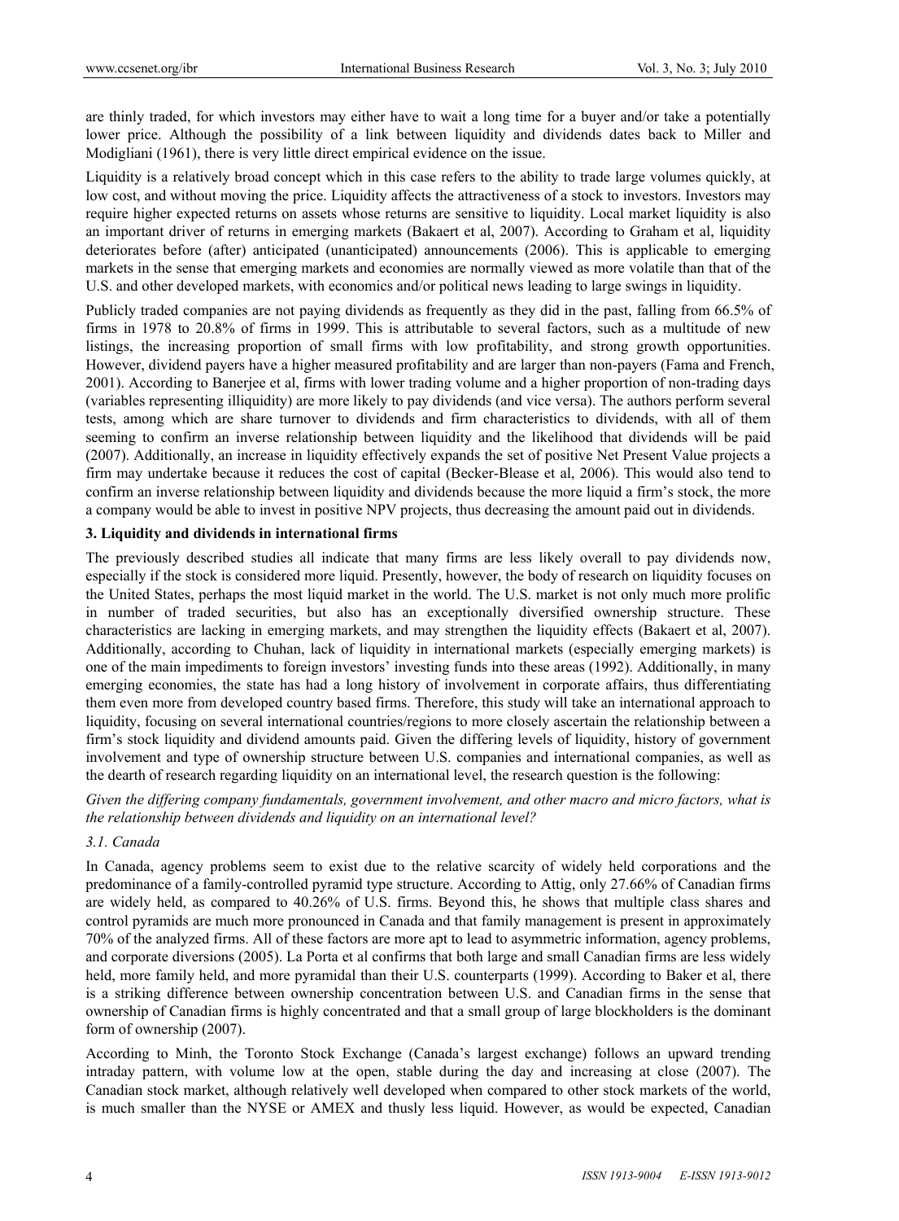are thinly traded, for which investors may either have to wait a long time for a buyer and/or take a potentially lower price. Although the possibility of a link between liquidity and dividends dates back to Miller and Modigliani (1961), there is very little direct empirical evidence on the issue.

Liquidity is a relatively broad concept which in this case refers to the ability to trade large volumes quickly, at low cost, and without moving the price. Liquidity affects the attractiveness of a stock to investors. Investors may require higher expected returns on assets whose returns are sensitive to liquidity. Local market liquidity is also an important driver of returns in emerging markets (Bakaert et al, 2007). According to Graham et al, liquidity deteriorates before (after) anticipated (unanticipated) announcements (2006). This is applicable to emerging markets in the sense that emerging markets and economies are normally viewed as more volatile than that of the U.S. and other developed markets, with economics and/or political news leading to large swings in liquidity.

Publicly traded companies are not paying dividends as frequently as they did in the past, falling from 66.5% of firms in 1978 to 20.8% of firms in 1999. This is attributable to several factors, such as a multitude of new listings, the increasing proportion of small firms with low profitability, and strong growth opportunities. However, dividend payers have a higher measured profitability and are larger than non-payers (Fama and French, 2001). According to Banerjee et al, firms with lower trading volume and a higher proportion of non-trading days (variables representing illiquidity) are more likely to pay dividends (and vice versa). The authors perform several tests, among which are share turnover to dividends and firm characteristics to dividends, with all of them seeming to confirm an inverse relationship between liquidity and the likelihood that dividends will be paid (2007). Additionally, an increase in liquidity effectively expands the set of positive Net Present Value projects a firm may undertake because it reduces the cost of capital (Becker-Blease et al, 2006). This would also tend to confirm an inverse relationship between liquidity and dividends because the more liquid a firm's stock, the more a company would be able to invest in positive NPV projects, thus decreasing the amount paid out in dividends.

## 3. Liquidity and dividends in international firms

The previously described studies all indicate that many firms are less likely overall to pay dividends now, especially if the stock is considered more liquid. Presently, however, the body of research on liquidity focuses on the United States, perhaps the most liquid market in the world. The U.S. market is not only much more prolific in number of traded securities, but also has an exceptionally diversified ownership structure. These characteristics are lacking in emerging markets, and may strengthen the liquidity effects (Bakaert et al, 2007). Additionally, according to Chuhan, lack of liquidity in international markets (especially emerging markets) is one of the main impediments to foreign investors' investing funds into these areas (1992). Additionally, in many emerging economies, the state has had a long history of involvement in corporate affairs, thus differentiating them even more from developed country based firms. Therefore, this study will take an international approach to liquidity, focusing on several international countries/regions to more closely ascertain the relationship between a firm's stock liquidity and dividend amounts paid. Given the differing levels of liquidity, history of government involvement and type of ownership structure between U.S. companies and international companies, as well as the dearth of research regarding liquidity on an international level, the research question is the following:

*Given the differing company fundamentals, government involvement, and other macro and micro factors, what is the relationship between dividends and liquidity on an international level?*

### 3.1. Canada

In Canada, agency problems seem to exist due to the relative scarcity of widely held corporations and the predominance of a family-controlled pyramid type structure. According to Attig, only 27.66% of Canadian firms are widely held, as compared to 40.26% of U.S. firms. Beyond this, he shows that multiple class shares and control pyramids are much more pronounced in Canada and that family management is present in approximately 70% of the analyzed firms. All of these factors are more apt to lead to asymmetric information, agency problems, and corporate diversions (2005). La Porta et al confirms that both large and small Canadian firms are less widely held, more family held, and more pyramidal than their U.S. counterparts (1999). According to Baker et al, there is a striking difference between ownership concentration between U.S. and Canadian firms in the sense that ownership of Canadian firms is highly concentrated and that a small group of large blockholders is the dominant form of ownership (2007).

According to Minh, the Toronto Stock Exchange (Canada's largest exchange) follows an upward trending intraday pattern, with volume low at the open, stable during the day and increasing at close (2007). The Canadian stock market, although relatively well developed when compared to other stock markets of the world, is much smaller than the NYSE or AMEX and thusly less liquid. However, as would be expected, Canadian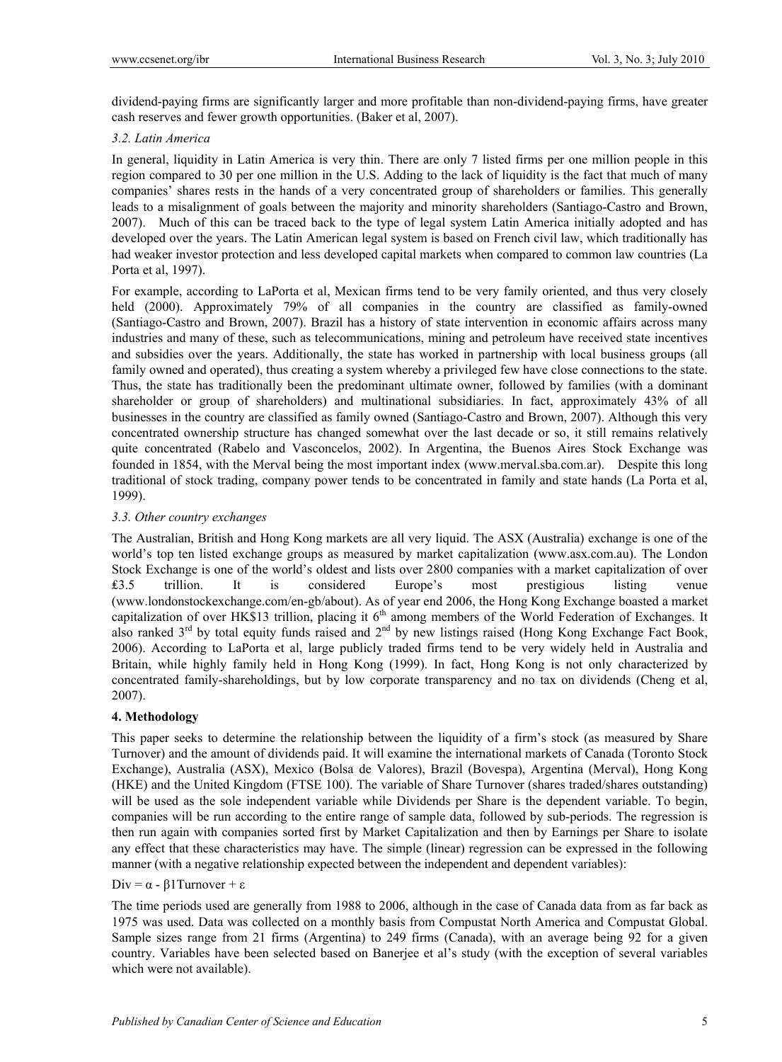dividend-paying firms are significantly larger and more profitable than non-dividend-paying firms, have greater cash reserves and fewer growth opportunities. (Baker et al, 2007).

### *3.2. Latin America*

In general, liquidity in Latin America is very thin. There are only 7 listed firms per one million people in this region compared to 30 per one million in the U.S. Adding to the lack of liquidity is the fact that much of many companies' shares rests in the hands of a very concentrated group of shareholders or families. This generally leads to a misalignment of goals between the majority and minority shareholders (Santiago-Castro and Brown, 2007). Much of this can be traced back to the type of legal system Latin America initially adopted and has developed over the years. The Latin American legal system is based on French civil law, which traditionally has had weaker investor protection and less developed capital markets when compared to common law countries (La Porta et al, 1997).

For example, according to LaPorta et al, Mexican firms tend to be very family oriented, and thus very closely held (2000). Approximately 79% of all companies in the country are classified as family-owned (Santiago-Castro and Brown, 2007). Brazil has a history of state intervention in economic affairs across many industries and many of these, such as telecommunications, mining and petroleum have received state incentives and subsidies over the years. Additionally, the state has worked in partnership with local business groups (all family owned and operated), thus creating a system whereby a privileged few have close connections to the state. Thus, the state has traditionally been the predominant ultimate owner, followed by families (with a dominant shareholder or group of shareholders) and multinational subsidiaries. In fact, approximately 43% of all businesses in the country are classified as family owned (Santiago-Castro and Brown, 2007). Although this very concentrated ownership structure has changed somewhat over the last decade or so, it still remains relatively quite concentrated (Rabelo and Vasconcelos, 2002). In Argentina, the Buenos Aires Stock Exchange was founded in 1854, with the Merval being the most important index (www.merval.sba.com.ar). Despite this long traditional of stock trading, company power tends to be concentrated in family and state hands (La Porta et al, 1999).

### *3.3. Other country exchanges*

The Australian, British and Hong Kong markets are all very liquid. The ASX (Australia) exchange is one of the world's top ten listed exchange groups as measured by market capitalization (www.asx.com.au). The London Stock Exchange is one of the world's oldest and lists over 2800 companies with a market capitalization of over £3.5 trillion. It is considered Europe's most prestigious listing venue (www.londonstockexchange.com/en-gb/about). As of year end 2006, the Hong Kong Exchange boasted a market capitalization of over HK\$13 trillion, placing it 6th among members of the World Federation of Exchanges. It also ranked 3rd by total equity funds raised and 2nd by new listings raised (Hong Kong Exchange Fact Book, 2006). According to LaPorta et al, large publicly traded firms tend to be very widely held in Australia and Britain, while highly family held in Hong Kong (1999). In fact, Hong Kong is not only characterized by concentrated family-shareholdings, but by low corporate transparency and no tax on dividends (Cheng et al, 2007).

## 4. Methodology

This paper seeks to determine the relationship between the liquidity of a firm's stock (as measured by Share Turnover) and the amount of dividends paid. It will examine the international markets of Canada (Toronto Stock Exchange), Australia (ASX), Mexico (Bolsa de Valores), Brazil (Bovespa), Argentina (Merval), Hong Kong (HKE) and the United Kingdom (FTSE 100). The variable of Share Turnover (shares traded/shares outstanding) will be used as the sole independent variable while Dividends per Share is the dependent variable. To begin, companies will be run according to the entire range of sample data, followed by sub-periods. The regression is then run again with companies sorted first by Market Capitalization and then by Earnings per Share to isolate any effect that these characteristics may have. The simple (linear) regression can be expressed in the following manner (with a negative relationship expected between the independent and dependent variables):

$$\text{Div} = \alpha - \beta 1\text{Turnover} + \varepsilon$$

The time periods used are generally from 1988 to 2006, although in the case of Canada data from as far back as 1975 was used. Data was collected on a monthly basis from Compustat North America and Compustat Global. Sample sizes range from 21 firms (Argentina) to 249 firms (Canada), with an average being 92 for a given country. Variables have been selected based on Banerjee et al's study (with the exception of several variables which were not available).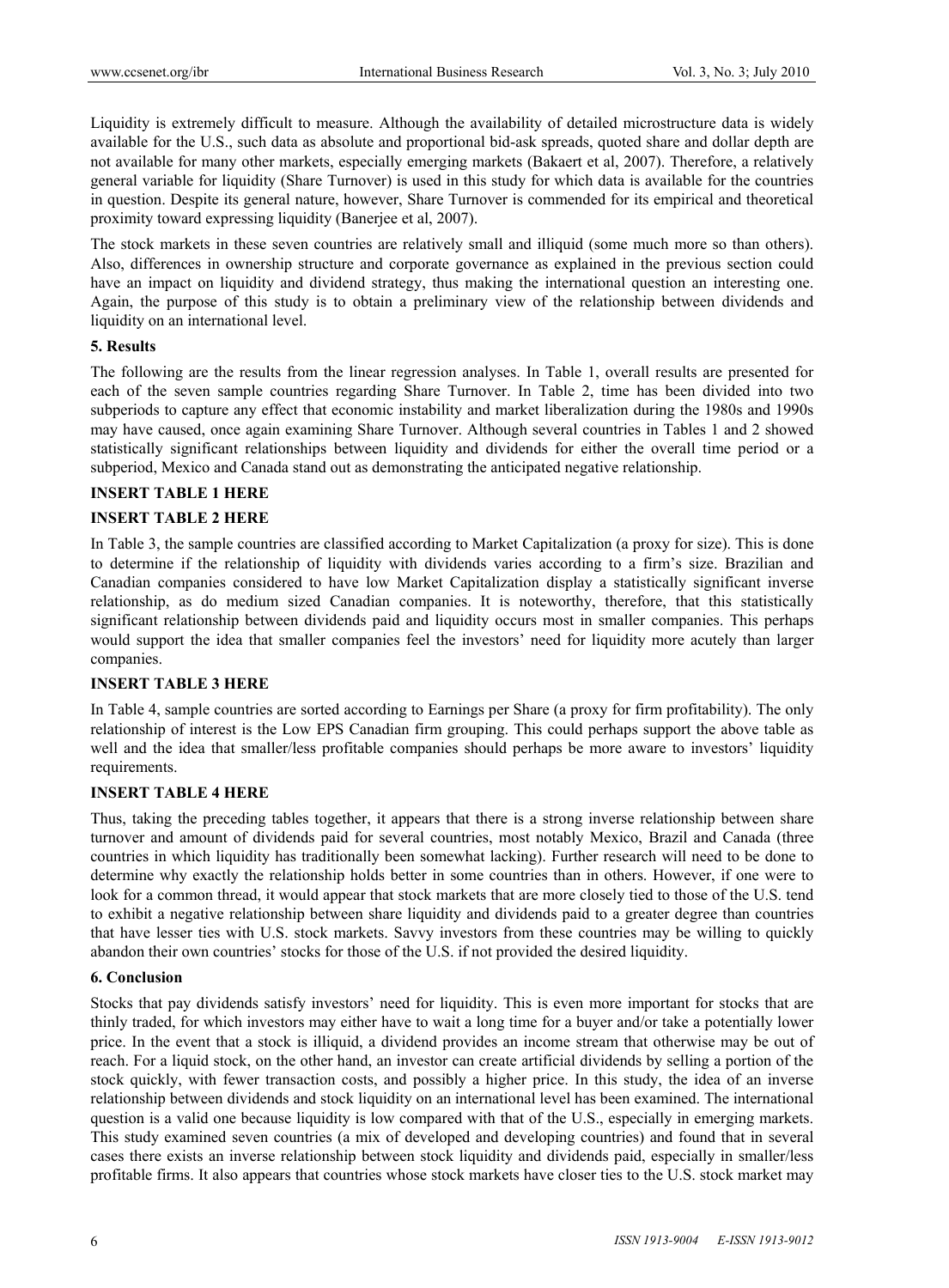Liquidity is extremely difficult to measure. Although the availability of detailed microstructure data is widely available for the U.S., such data as absolute and proportional bid-ask spreads, quoted share and dollar depth are not available for many other markets, especially emerging markets (Bakaert et al, 2007). Therefore, a relatively general variable for liquidity (Share Turnover) is used in this study for which data is available for the countries in question. Despite its general nature, however, Share Turnover is commended for its empirical and theoretical proximity toward expressing liquidity (Banerjee et al, 2007).

The stock markets in these seven countries are relatively small and illiquid (some much more so than others). Also, differences in ownership structure and corporate governance as explained in the previous section could have an impact on liquidity and dividend strategy, thus making the international question an interesting one. Again, the purpose of this study is to obtain a preliminary view of the relationship between dividends and liquidity on an international level.

## 5. Results

The following are the results from the linear regression analyses. In Table 1, overall results are presented for each of the seven sample countries regarding Share Turnover. In Table 2, time has been divided into two subperiods to capture any effect that economic instability and market liberalization during the 1980s and 1990s may have caused, once again examining Share Turnover. Although several countries in Tables 1 and 2 showed statistically significant relationships between liquidity and dividends for either the overall time period or a subperiod, Mexico and Canada stand out as demonstrating the anticipated negative relationship.

**INSERT TABLE 1 HERE**

**INSERT TABLE 2 HERE**

In Table 3, the sample countries are classified according to Market Capitalization (a proxy for size). This is done to determine if the relationship of liquidity with dividends varies according to a firm's size. Brazilian and Canadian companies considered to have low Market Capitalization display a statistically significant inverse relationship, as do medium sized Canadian companies. It is noteworthy, therefore, that this statistically significant relationship between dividends paid and liquidity occurs most in smaller companies. This perhaps would support the idea that smaller companies feel the investors' need for liquidity more acutely than larger companies.

**INSERT TABLE 3 HERE**

In Table 4, sample countries are sorted according to Earnings per Share (a proxy for firm profitability). The only relationship of interest is the Low EPS Canadian firm grouping. This could perhaps support the above table as well and the idea that smaller/less profitable companies should perhaps be more aware to investors' liquidity requirements.

**INSERT TABLE 4 HERE**

Thus, taking the preceding tables together, it appears that there is a strong inverse relationship between share turnover and amount of dividends paid for several countries, most notably Mexico, Brazil and Canada (three countries in which liquidity has traditionally been somewhat lacking). Further research will need to be done to determine why exactly the relationship holds better in some countries than in others. However, if one were to look for a common thread, it would appear that stock markets that are more closely tied to those of the U.S. tend to exhibit a negative relationship between share liquidity and dividends paid to a greater degree than countries that have lesser ties with U.S. stock markets. Savvy investors from these countries may be willing to quickly abandon their own countries' stocks for those of the U.S. if not provided the desired liquidity.

## 6. Conclusion

Stocks that pay dividends satisfy investors' need for liquidity. This is even more important for stocks that are thinly traded, for which investors may either have to wait a long time for a buyer and/or take a potentially lower price. In the event that a stock is illiquid, a dividend provides an income stream that otherwise may be out of reach. For a liquid stock, on the other hand, an investor can create artificial dividends by selling a portion of the stock quickly, with fewer transaction costs, and possibly a higher price. In this study, the idea of an inverse relationship between dividends and stock liquidity on an international level has been examined. The international question is a valid one because liquidity is low compared with that of the U.S., especially in emerging markets. This study examined seven countries (a mix of developed and developing countries) and found that in several cases there exists an inverse relationship between stock liquidity and dividends paid, especially in smaller/less profitable firms. It also appears that countries whose stock markets have closer ties to the U.S. stock market may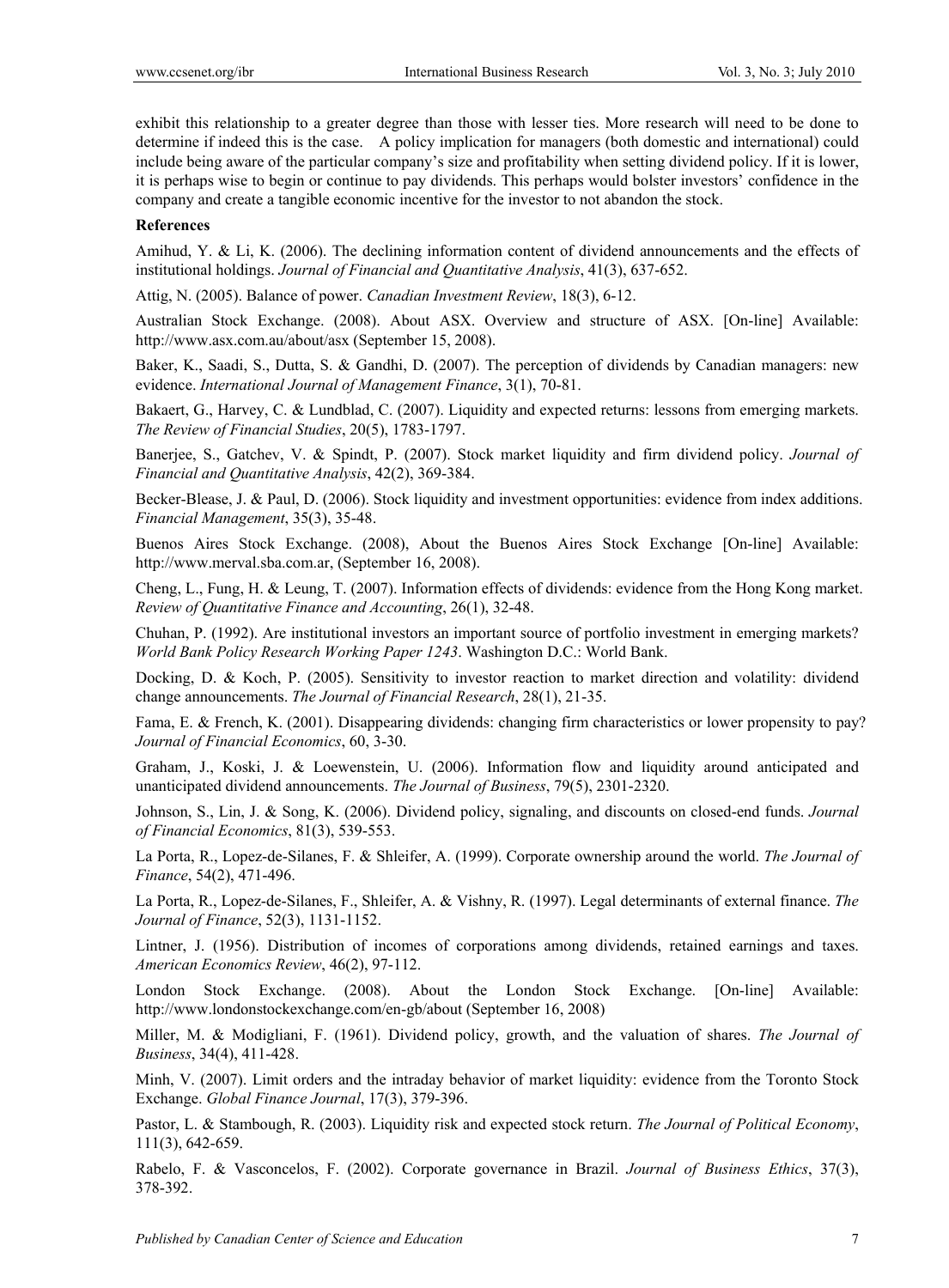exhibit this relationship to a greater degree than those with lesser ties. More research will need to be done to determine if indeed this is the case. A policy implication for managers (both domestic and international) could include being aware of the particular company's size and profitability when setting dividend policy. If it is lower, it is perhaps wise to begin or continue to pay dividends. This perhaps would bolster investors' confidence in the company and create a tangible economic incentive for the investor to not abandon the stock.

**References**

Amihud, Y. & Li, K. (2006). The declining information content of dividend announcements and the effects of institutional holdings. *Journal of Financial and Quantitative Analysis*, 41(3), 637-652.

Attig, N. (2005). Balance of power. *Canadian Investment Review*, 18(3), 6-12.

Australian Stock Exchange. (2008). About ASX. Overview and structure of ASX. [On-line] Available: http://www.asx.com.au/about/asx (September 15, 2008).

Baker, K., Saadi, S., Dutta, S. & Gandhi, D. (2007). The perception of dividends by Canadian managers: new evidence. *International Journal of Management Finance*, 3(1), 70-81.

Bakaert, G., Harvey, C. & Lundblad, C. (2007). Liquidity and expected returns: lessons from emerging markets. *The Review of Financial Studies*, 20(5), 1783-1797.

Banerjee, S., Gatchev, V. & Spindt, P. (2007). Stock market liquidity and firm dividend policy. *Journal of Financial and Quantitative Analysis*, 42(2), 369-384.

Becker-Blease, J. & Paul, D. (2006). Stock liquidity and investment opportunities: evidence from index additions. *Financial Management*, 35(3), 35-48.

Buenos Aires Stock Exchange. (2008), About the Buenos Aires Stock Exchange [On-line] Available: http://www.merval.sba.com.ar, (September 16, 2008).

Cheng, L., Fung, H. & Leung, T. (2007). Information effects of dividends: evidence from the Hong Kong market. *Review of Quantitative Finance and Accounting*, 26(1), 32-48.

Chuhan, P. (1992). Are institutional investors an important source of portfolio investment in emerging markets? *World Bank Policy Research Working Paper 1243*. Washington D.C.: World Bank.

Docking, D. & Koch, P. (2005). Sensitivity to investor reaction to market direction and volatility: dividend change announcements. *The Journal of Financial Research*, 28(1), 21-35.

Fama, E. & French, K. (2001). Disappearing dividends: changing firm characteristics or lower propensity to pay? *Journal of Financial Economics*, 60, 3-30.

Graham, J., Koski, J. & Loewenstein, U. (2006). Information flow and liquidity around anticipated and unanticipated dividend announcements. *The Journal of Business*, 79(5), 2301-2320.

Johnson, S., Lin, J. & Song, K. (2006). Dividend policy, signaling, and discounts on closed-end funds. *Journal of Financial Economics*, 81(3), 539-553.

La Porta, R., Lopez-de-Silanes, F. & Shleifer, A. (1999). Corporate ownership around the world. *The Journal of Finance*, 54(2), 471-496.

La Porta, R., Lopez-de-Silanes, F., Shleifer, A. & Vishny, R. (1997). Legal determinants of external finance. *The Journal of Finance*, 52(3), 1131-1152.

Lintner, J. (1956). Distribution of incomes of corporations among dividends, retained earnings and taxes. *American Economics Review*, 46(2), 97-112.

London Stock Exchange. (2008). About the London Stock Exchange. [On-line] Available: http://www.londonstockexchange.com/en-gb/about (September 16, 2008)

Miller, M. & Modigliani, F. (1961). Dividend policy, growth, and the valuation of shares. *The Journal of Business*, 34(4), 411-428.

Minh, V. (2007). Limit orders and the intraday behavior of market liquidity: evidence from the Toronto Stock Exchange. *Global Finance Journal*, 17(3), 379-396.

Pastor, L. & Stambough, R. (2003). Liquidity risk and expected stock return. *The Journal of Political Economy*, 111(3), 642-659.

Rabelo, F. & Vasconcelos, F. (2002). Corporate governance in Brazil. *Journal of Business Ethics*, 37(3), 378-392.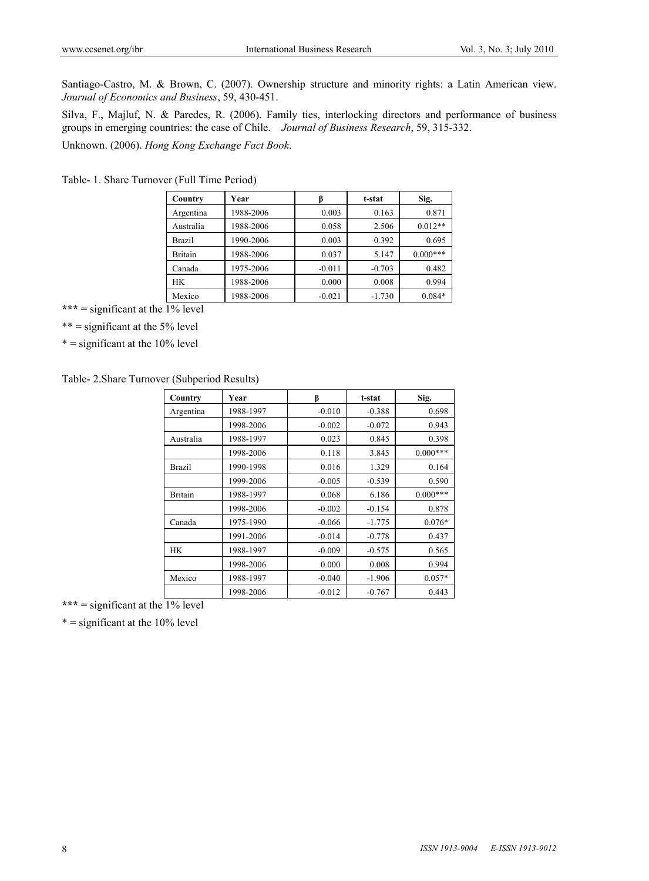Santiago-Castro, M. & Brown, C. (2007). Ownership structure and minority rights: a Latin American view. *Journal of Economics and Business*, 59, 430-451.

Silva, F., Majluf, N. & Paredes, R. (2006). Family ties, interlocking directors and performance of business groups in emerging countries: the case of Chile. *Journal of Business Research*, 59, 315-332.

Unknown. (2006). *Hong Kong Exchange Fact Book*.

Table- 1. Share Turnover (Full Time Period)

| Country | Year | β | t-stat | Sig. |
|---|---|---|---|---|
| Argentina | 1988-2006 | 0.003 | 0.163 | 0.871 |
| Australia | 1988-2006 | 0.058 | 2.506 | 0.012** |
| Brazil | 1990-2006 | 0.003 | 0.392 | 0.695 |
| Britain | 1988-2006 | 0.037 | 5.147 | 0.000*** |
| Canada | 1975-2006 | -0.011 | -0.703 | 0.482 |
| HK | 1988-2006 | 0.000 | 0.008 | 0.994 |
| Mexico | 1988-2006 | -0.021 | -1.730 | 0.084* |

*** = significant at the 1% level

** = significant at the 5% level

* = significant at the 10% level

Table- 2.Share Turnover (Subperiod Results)

| Country | Year | β | t-stat | Sig. |
|---|---|---|---|---|
| Argentina | 1988-1997 | -0.010 | -0.388 | 0.698 |
| | 1998-2006 | -0.002 | -0.072 | 0.943 |
| Australia | 1988-1997 | 0.023 | 0.845 | 0.398 |
| | 1998-2006 | 0.118 | 3.845 | 0.000*** |
| Brazil | 1990-1998 | 0.016 | 1.329 | 0.164 |
| | 1999-2006 | -0.005 | -0.539 | 0.590 |
| Britain | 1988-1997 | 0.068 | 6.186 | 0.000*** |
| | 1998-2006 | -0.002 | -0.154 | 0.878 |
| Canada | 1975-1990 | -0.066 | -1.775 | 0.076* |
| | 1991-2006 | -0.014 | -0.778 | 0.437 |
| HK | 1988-1997 | -0.009 | -0.575 | 0.565 |
| | 1998-2006 | 0.000 | 0.008 | 0.994 |
| Mexico | 1988-1997 | -0.040 | -1.906 | 0.057* |
| | 1998-2006 | -0.012 | -0.767 | 0.443 |

*** = significant at the 1% level

* = significant at the 10% level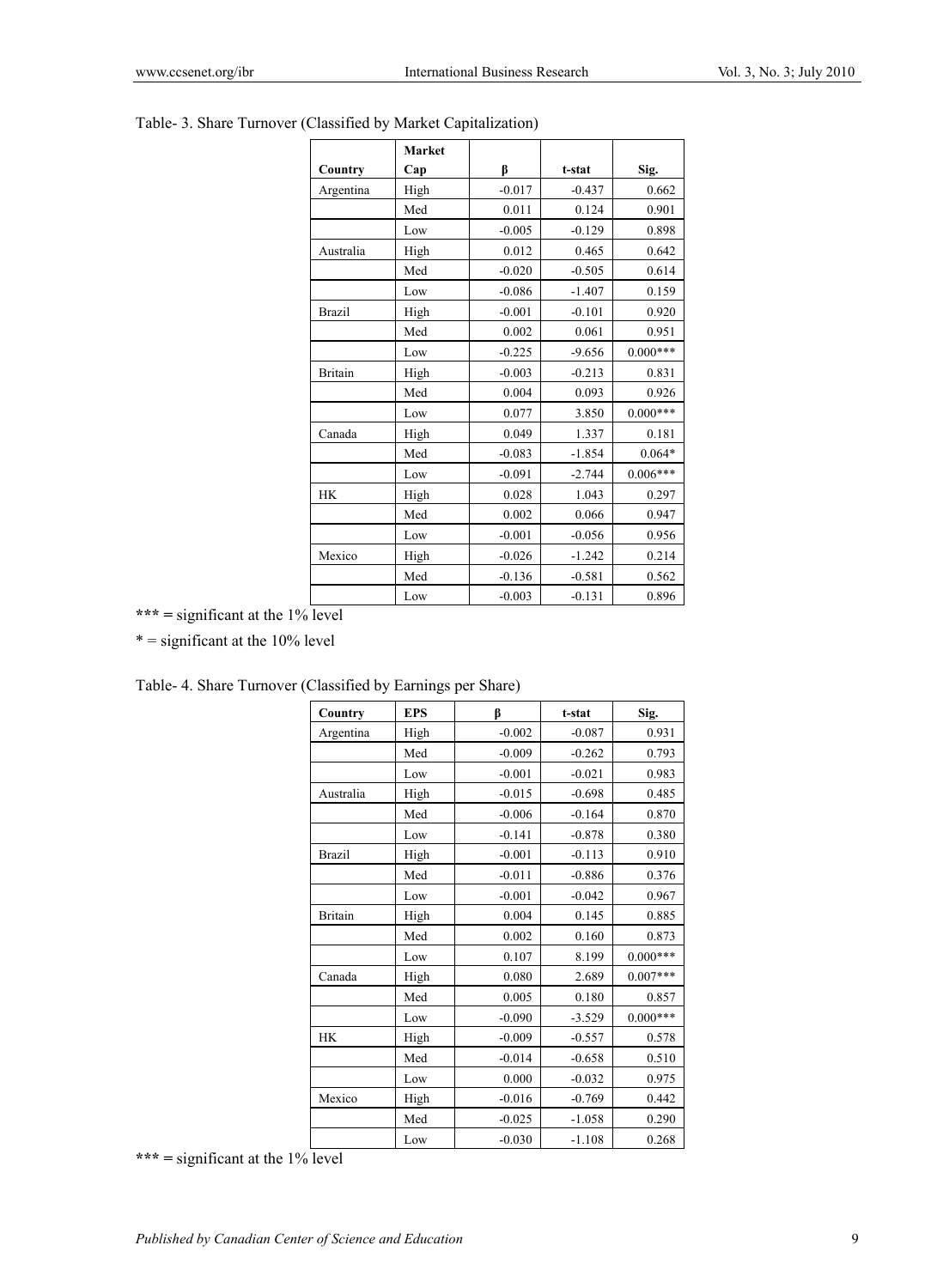Table- 3. Share Turnover (Classified by Market Capitalization)

| Country | Market Cap | β | t-stat | Sig. |
|---|---|---|---|---|
| Argentina | High | -0.017 | -0.437 | 0.662 |
| | Med | 0.011 | 0.124 | 0.901 |
| | Low | -0.005 | -0.129 | 0.898 |
| Australia | High | 0.012 | 0.465 | 0.642 |
| | Med | -0.020 | -0.505 | 0.614 |
| | Low | -0.086 | -1.407 | 0.159 |
| Brazil | High | -0.001 | -0.101 | 0.920 |
| | Med | 0.002 | 0.061 | 0.951 |
| | Low | -0.225 | -9.656 | 0.000*** |
| Britain | High | -0.003 | -0.213 | 0.831 |
| | Med | 0.004 | 0.093 | 0.926 |
| | Low | 0.077 | 3.850 | 0.000*** |
| Canada | High | 0.049 | 1.337 | 0.181 |
| | Med | -0.083 | -1.854 | 0.064* |
| | Low | -0.091 | -2.744 | 0.006*** |
| HK | High | 0.028 | 1.043 | 0.297 |
| | Med | 0.002 | 0.066 | 0.947 |
| | Low | -0.001 | -0.056 | 0.956 |
| Mexico | High | -0.026 | -1.242 | 0.214 |
| | Med | -0.136 | -0.581 | 0.562 |
| | Low | -0.003 | -0.131 | 0.896 |

*** = significant at the 1% level

* = significant at the 10% level

Table- 4. Share Turnover (Classified by Earnings per Share)

| Country | EPS | β | t-stat | Sig. |
|---|---|---|---|---|
| Argentina | High | -0.002 | -0.087 | 0.931 |
| | Med | -0.009 | -0.262 | 0.793 |
| | Low | -0.001 | -0.021 | 0.983 |
| Australia | High | -0.015 | -0.698 | 0.485 |
| | Med | -0.006 | -0.164 | 0.870 |
| | Low | -0.141 | -0.878 | 0.380 |
| Brazil | High | -0.001 | -0.113 | 0.910 |
| | Med | -0.011 | -0.886 | 0.376 |
| | Low | -0.001 | -0.042 | 0.967 |
| Britain | High | 0.004 | 0.145 | 0.885 |
| | Med | 0.002 | 0.160 | 0.873 |
| | Low | 0.107 | 8.199 | 0.000*** |
| Canada | High | 0.080 | 2.689 | 0.007*** |
| | Med | 0.005 | 0.180 | 0.857 |
| | Low | -0.090 | -3.529 | 0.000*** |
| HK | High | -0.009 | -0.557 | 0.578 |
| | Med | -0.014 | -0.658 | 0.510 |
| | Low | 0.000 | -0.032 | 0.975 |
| Mexico | High | -0.016 | -0.769 | 0.442 |
| | Med | -0.025 | -1.058 | 0.290 |
| | Low | -0.030 | -1.108 | 0.268 |

*** = significant at the 1% level